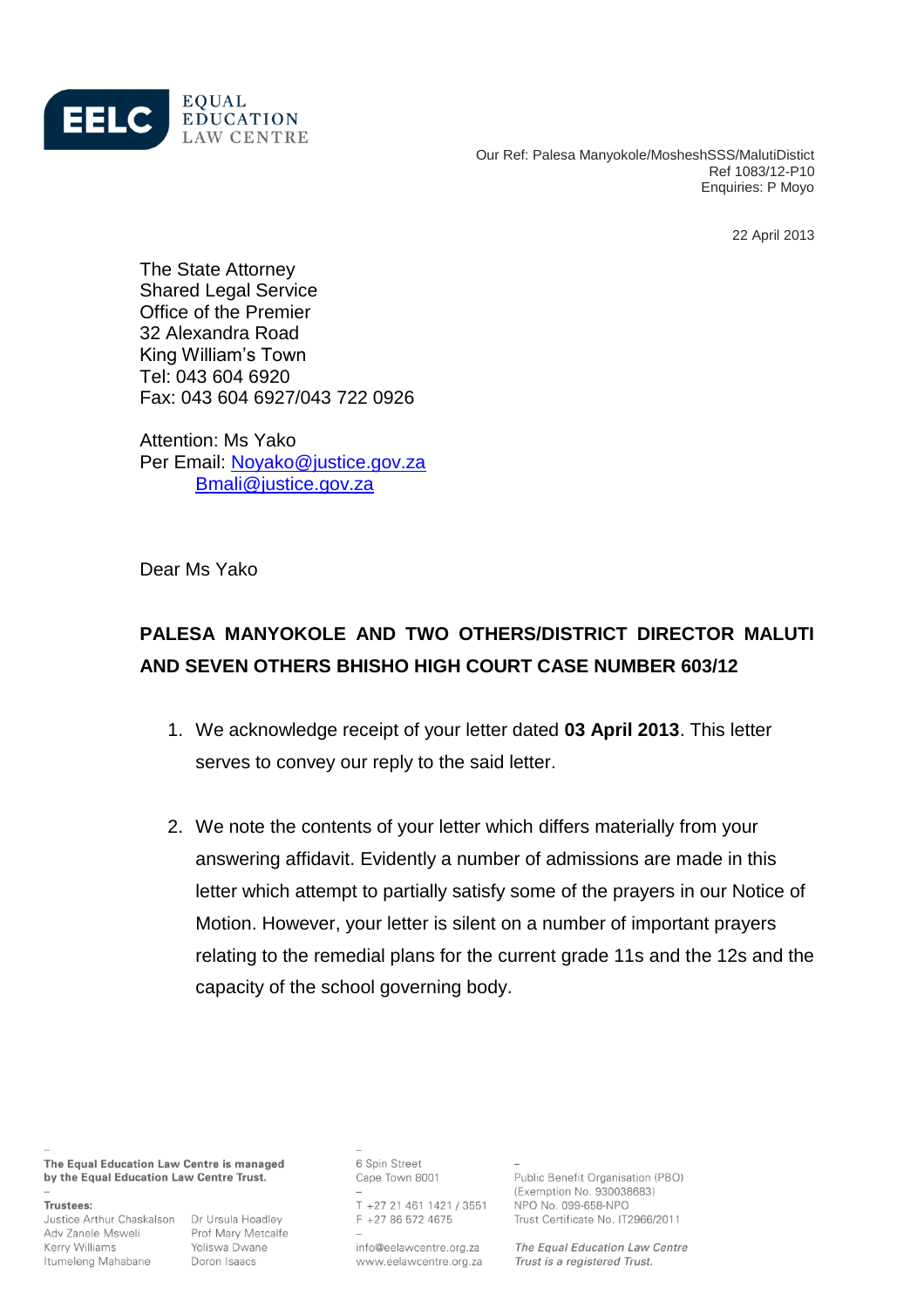EELC EQUAL EDUCATION LAW CENTRE

Our Ref: Palesa Manyokole/MosheshSSS/MalutiDistict
Ref 1083/12-P10
Enquiries: P Moyo

22 April 2013

The State Attorney
Shared Legal Service
Office of the Premier
32 Alexandra Road
King William's Town
Tel: 043 604 6920
Fax: 043 604 6927/043 722 0926

Attention: Ms Yako
Per Email: Noyako@justice.gov.za
Bmali@justice.gov.za

Dear Ms Yako

**PALESA MANYOKOLE AND TWO OTHERS/DISTRICT DIRECTOR MALUTI AND SEVEN OTHERS BHISHO HIGH COURT CASE NUMBER 603/12**

1. We acknowledge receipt of your letter dated **03 April 2013**. This letter serves to convey our reply to the said letter.

2. We note the contents of your letter which differs materially from your answering affidavit. Evidently a number of admissions are made in this letter which attempt to partially satisfy some of the prayers in our Notice of Motion. However, your letter is silent on a number of important prayers relating to the remedial plans for the current grade 11s and the 12s and the capacity of the school governing body.

**The Equal Education Law Centre is managed by the Equal Education Law Centre Trust.**

**Trustees:**
Justice Arthur Chaskalson, Adv Zanele Msweli, Kerry Williams, Itumeleng Mahabane, Dr Ursula Hoadley, Prof Mary Metcalfe, Yoliswa Dwane, Doron Isaacs

6 Spin Street
Cape Town 8001
T +27 21 461 1421 / 3551
F +27 86 572 4675
info@eelawcentre.org.za
www.eelawcentre.org.za

Public Benefit Organisation (PBO)
(Exemption No. 930038683)
NPO No. 099-658-NPO
Trust Certificate No. IT2966/2011

*The Equal Education Law Centre Trust is a registered Trust.*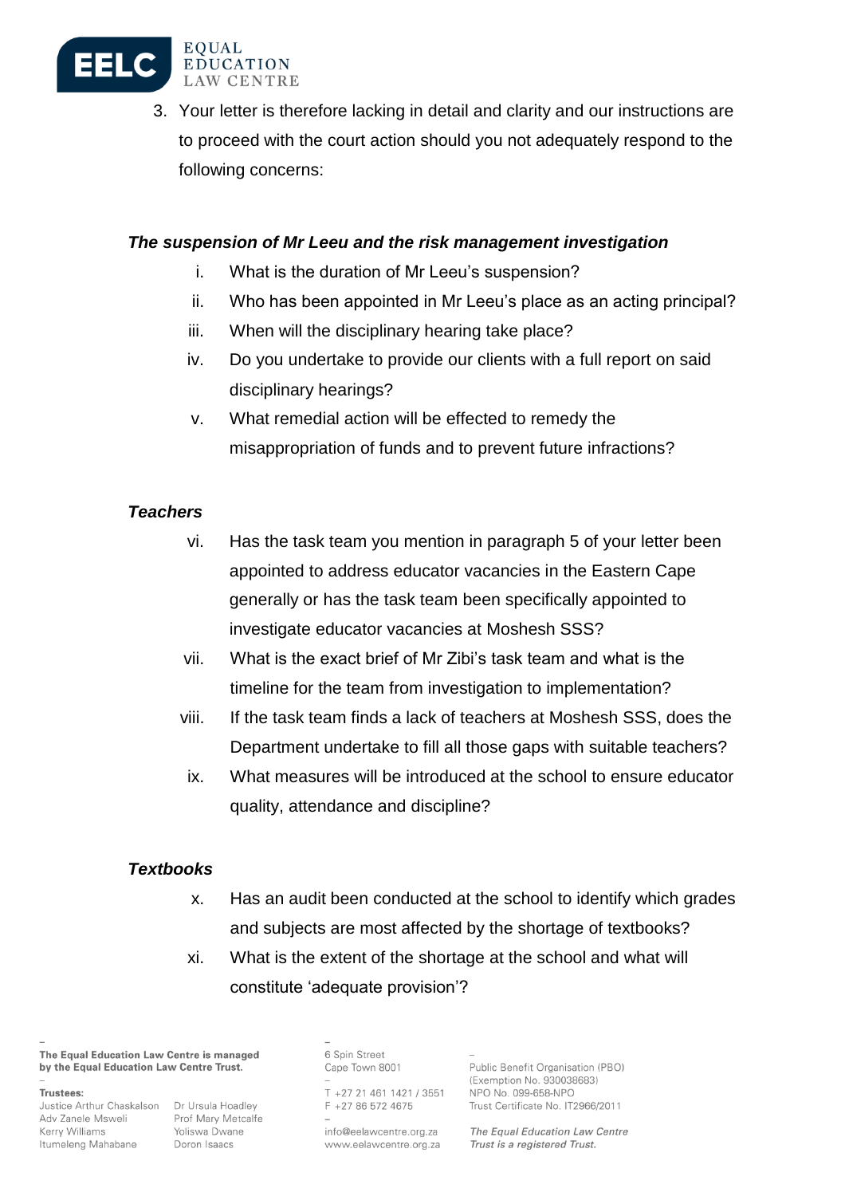3. Your letter is therefore lacking in detail and clarity and our instructions are to proceed with the court action should you not adequately respond to the following concerns:

***The suspension of Mr Leeu and the risk management investigation***

i. What is the duration of Mr Leeu's suspension?
ii. Who has been appointed in Mr Leeu's place as an acting principal?
iii. When will the disciplinary hearing take place?
iv. Do you undertake to provide our clients with a full report on said disciplinary hearings?
v. What remedial action will be effected to remedy the misappropriation of funds and to prevent future infractions?

***Teachers***

vi. Has the task team you mention in paragraph 5 of your letter been appointed to address educator vacancies in the Eastern Cape generally or has the task team been specifically appointed to investigate educator vacancies at Moshesh SSS?
vii. What is the exact brief of Mr Zibi's task team and what is the timeline for the team from investigation to implementation?
viii. If the task team finds a lack of teachers at Moshesh SSS, does the Department undertake to fill all those gaps with suitable teachers?
ix. What measures will be introduced at the school to ensure educator quality, attendance and discipline?

***Textbooks***

x. Has an audit been conducted at the school to identify which grades and subjects are most affected by the shortage of textbooks?
xi. What is the extent of the shortage at the school and what will constitute 'adequate provision'?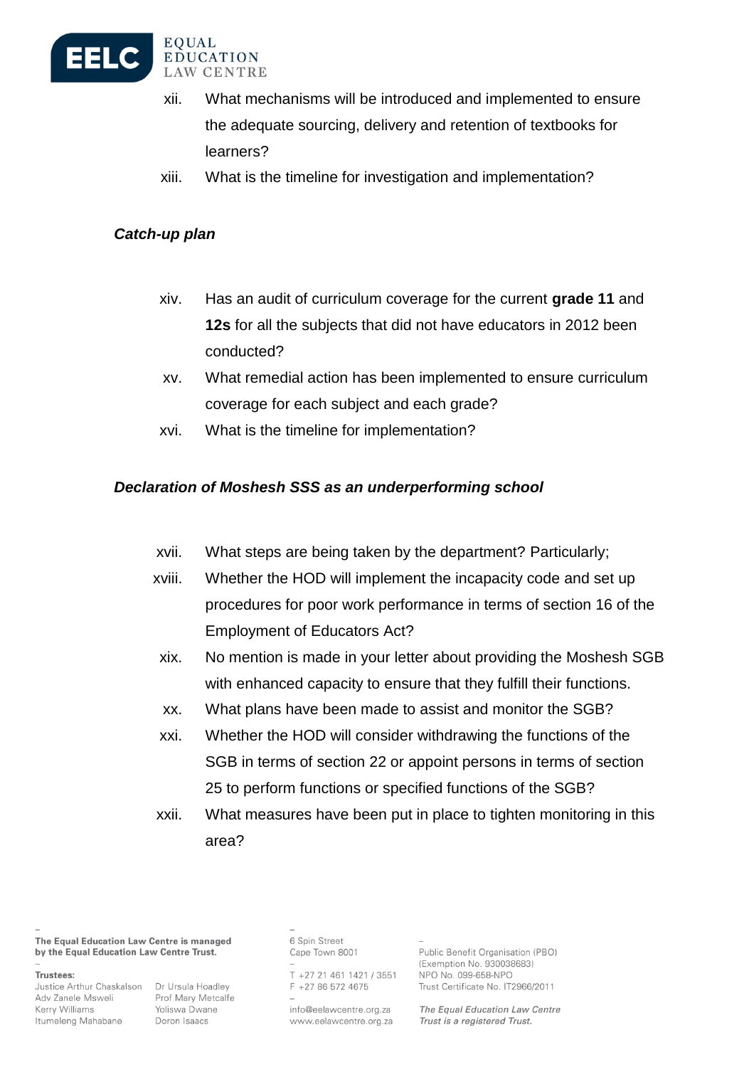xii. What mechanisms will be introduced and implemented to ensure the adequate sourcing, delivery and retention of textbooks for learners?

xiii. What is the timeline for investigation and implementation?

***Catch-up plan***

xiv. Has an audit of curriculum coverage for the current **grade 11** and **12s** for all the subjects that did not have educators in 2012 been conducted?

xv. What remedial action has been implemented to ensure curriculum coverage for each subject and each grade?

xvi. What is the timeline for implementation?

***Declaration of Moshesh SSS as an underperforming school***

xvii. What steps are being taken by the department? Particularly;

xviii. Whether the HOD will implement the incapacity code and set up procedures for poor work performance in terms of section 16 of the Employment of Educators Act?

xix. No mention is made in your letter about providing the Moshesh SGB with enhanced capacity to ensure that they fulfill their functions.

xx. What plans have been made to assist and monitor the SGB?

xxi. Whether the HOD will consider withdrawing the functions of the SGB in terms of section 22 or appoint persons in terms of section 25 to perform functions or specified functions of the SGB?

xxii. What measures have been put in place to tighten monitoring in this area?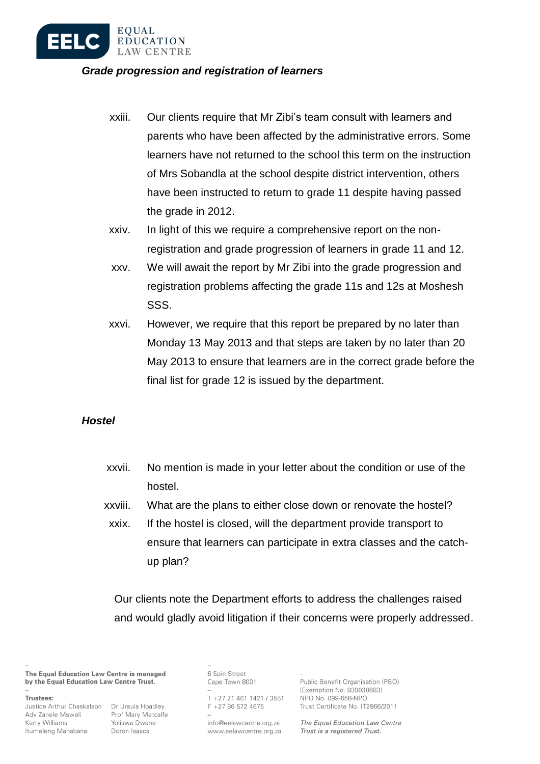### *Grade progression and registration of learners*

xxiii. Our clients require that Mr Zibi's team consult with learners and parents who have been affected by the administrative errors. Some learners have not returned to the school this term on the instruction of Mrs Sobandla at the school despite district intervention, others have been instructed to return to grade 11 despite having passed the grade in 2012.

xxiv. In light of this we require a comprehensive report on the non-registration and grade progression of learners in grade 11 and 12.

xxv. We will await the report by Mr Zibi into the grade progression and registration problems affecting the grade 11s and 12s at Moshesh SSS.

xxvi. However, we require that this report be prepared by no later than Monday 13 May 2013 and that steps are taken by no later than 20 May 2013 to ensure that learners are in the correct grade before the final list for grade 12 is issued by the department.

### *Hostel*

xxvii. No mention is made in your letter about the condition or use of the hostel.

xxviii. What are the plans to either close down or renovate the hostel?

xxix. If the hostel is closed, will the department provide transport to ensure that learners can participate in extra classes and the catch-up plan?

Our clients note the Department efforts to address the challenges raised and would gladly avoid litigation if their concerns were properly addressed.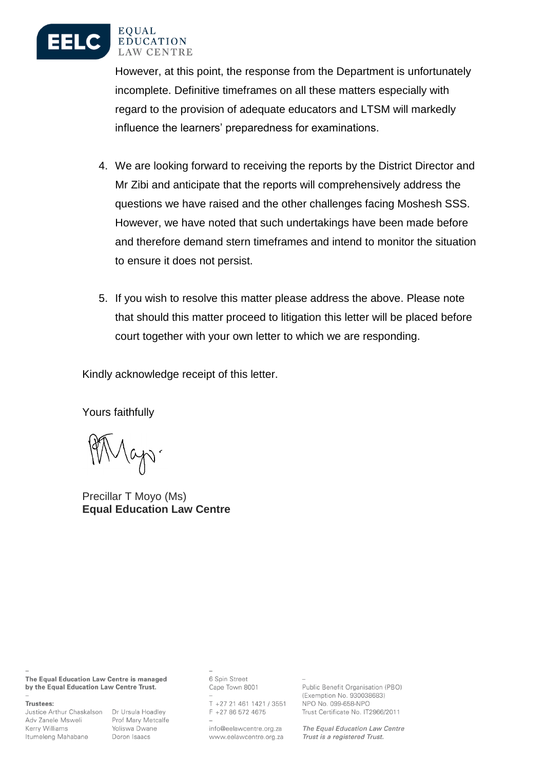However, at this point, the response from the Department is unfortunately incomplete. Definitive timeframes on all these matters especially with regard to the provision of adequate educators and LTSM will markedly influence the learners' preparedness for examinations.

4. We are looking forward to receiving the reports by the District Director and Mr Zibi and anticipate that the reports will comprehensively address the questions we have raised and the other challenges facing Moshesh SSS. However, we have noted that such undertakings have been made before and therefore demand stern timeframes and intend to monitor the situation to ensure it does not persist.

5. If you wish to resolve this matter please address the above. Please note that should this matter proceed to litigation this letter will be placed before court together with your own letter to which we are responding.

Kindly acknowledge receipt of this letter.

Yours faithfully

Precillar T Moyo (Ms)
**Equal Education Law Centre**